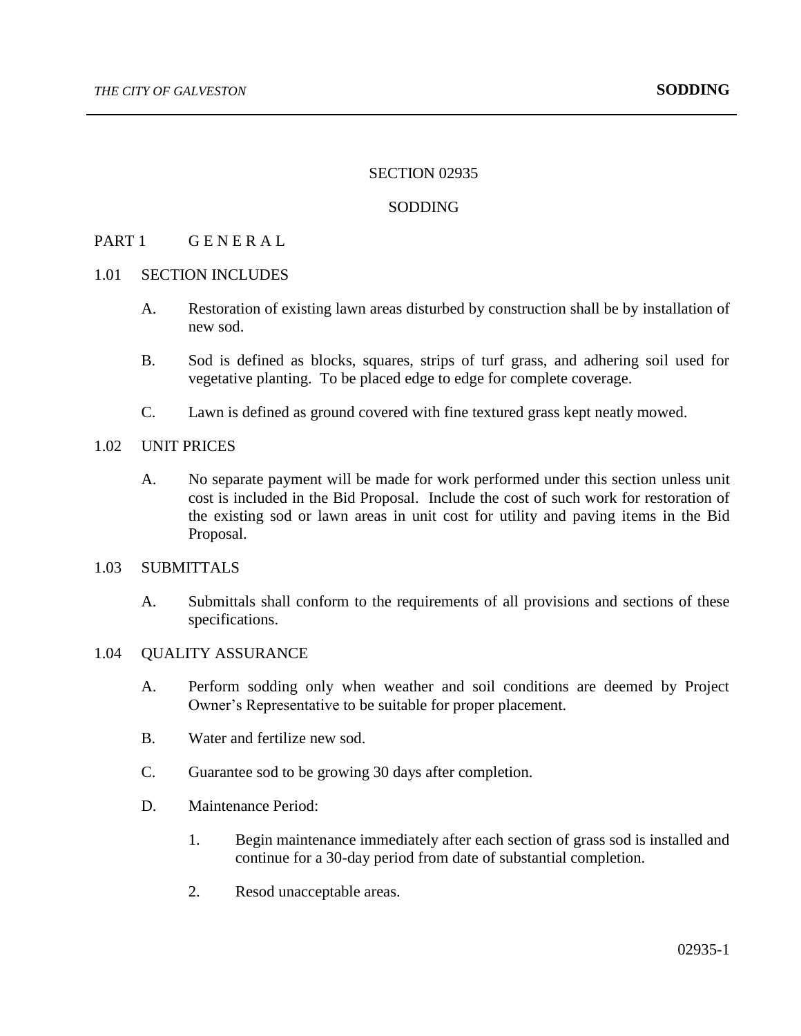# SECTION 02935

# SODDING

## PART 1 G E N E R A L

### 1.01 SECTION INCLUDES

A. Restoration of existing lawn areas disturbed by construction shall be by installation of new sod.

B. Sod is defined as blocks, squares, strips of turf grass, and adhering soil used for vegetative planting. To be placed edge to edge for complete coverage.

C. Lawn is defined as ground covered with fine textured grass kept neatly mowed.

### 1.02 UNIT PRICES

A. No separate payment will be made for work performed under this section unless unit cost is included in the Bid Proposal. Include the cost of such work for restoration of the existing sod or lawn areas in unit cost for utility and paving items in the Bid Proposal.

### 1.03 SUBMITTALS

A. Submittals shall conform to the requirements of all provisions and sections of these specifications.

### 1.04 QUALITY ASSURANCE

A. Perform sodding only when weather and soil conditions are deemed by Project Owner's Representative to be suitable for proper placement.

B. Water and fertilize new sod.

C. Guarantee sod to be growing 30 days after completion.

D. Maintenance Period:

1. Begin maintenance immediately after each section of grass sod is installed and continue for a 30-day period from date of substantial completion.

2. Resod unacceptable areas.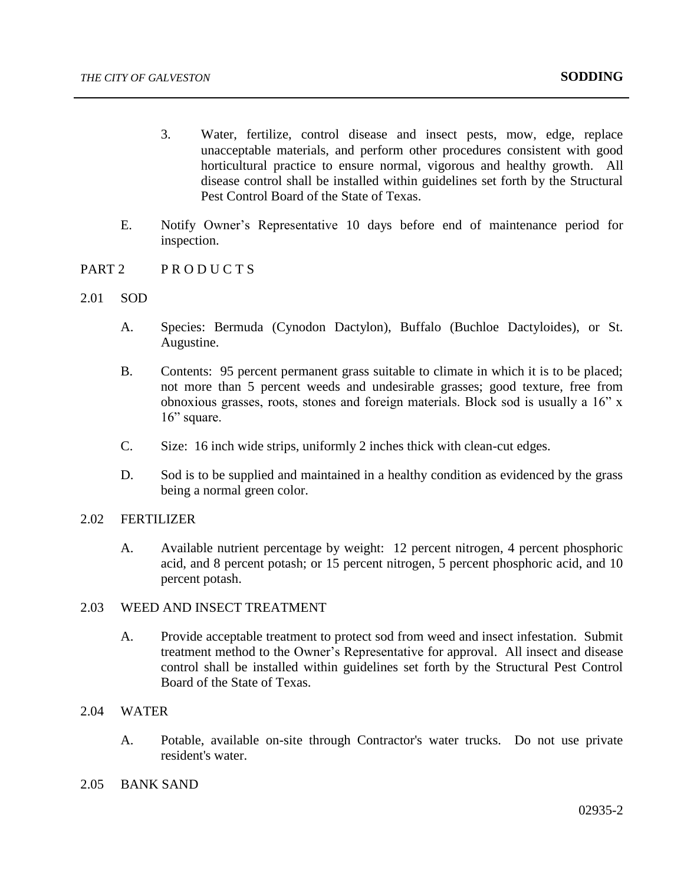3. Water, fertilize, control disease and insect pests, mow, edge, replace unacceptable materials, and perform other procedures consistent with good horticultural practice to ensure normal, vigorous and healthy growth. All disease control shall be installed within guidelines set forth by the Structural Pest Control Board of the State of Texas.

E. Notify Owner's Representative 10 days before end of maintenance period for inspection.

## PART 2 P R O D U C T S

### 2.01 SOD

A. Species: Bermuda (Cynodon Dactylon), Buffalo (Buchloe Dactyloides), or St. Augustine.

B. Contents: 95 percent permanent grass suitable to climate in which it is to be placed; not more than 5 percent weeds and undesirable grasses; good texture, free from obnoxious grasses, roots, stones and foreign materials. Block sod is usually a 16" x 16" square.

C. Size: 16 inch wide strips, uniformly 2 inches thick with clean-cut edges.

D. Sod is to be supplied and maintained in a healthy condition as evidenced by the grass being a normal green color.

### 2.02 FERTILIZER

A. Available nutrient percentage by weight: 12 percent nitrogen, 4 percent phosphoric acid, and 8 percent potash; or 15 percent nitrogen, 5 percent phosphoric acid, and 10 percent potash.

### 2.03 WEED AND INSECT TREATMENT

A. Provide acceptable treatment to protect sod from weed and insect infestation. Submit treatment method to the Owner's Representative for approval. All insect and disease control shall be installed within guidelines set forth by the Structural Pest Control Board of the State of Texas.

### 2.04 WATER

A. Potable, available on-site through Contractor's water trucks. Do not use private resident's water.

### 2.05 BANK SAND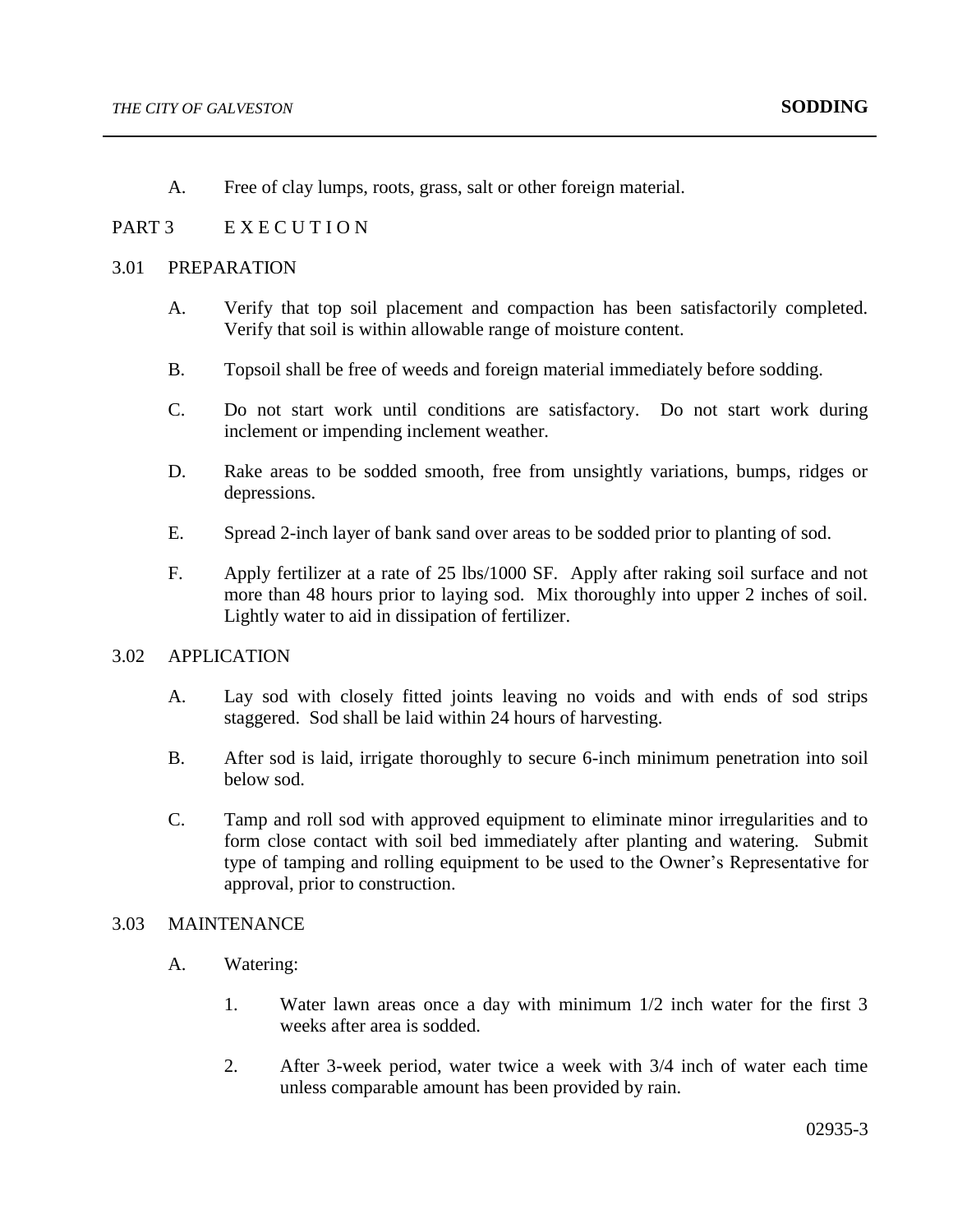A. Free of clay lumps, roots, grass, salt or other foreign material.

## PART 3 E X E C U T I O N

### 3.01 PREPARATION

A. Verify that top soil placement and compaction has been satisfactorily completed. Verify that soil is within allowable range of moisture content.

B. Topsoil shall be free of weeds and foreign material immediately before sodding.

C. Do not start work until conditions are satisfactory. Do not start work during inclement or impending inclement weather.

D. Rake areas to be sodded smooth, free from unsightly variations, bumps, ridges or depressions.

E. Spread 2-inch layer of bank sand over areas to be sodded prior to planting of sod.

F. Apply fertilizer at a rate of 25 lbs/1000 SF. Apply after raking soil surface and not more than 48 hours prior to laying sod. Mix thoroughly into upper 2 inches of soil. Lightly water to aid in dissipation of fertilizer.

### 3.02 APPLICATION

A. Lay sod with closely fitted joints leaving no voids and with ends of sod strips staggered. Sod shall be laid within 24 hours of harvesting.

B. After sod is laid, irrigate thoroughly to secure 6-inch minimum penetration into soil below sod.

C. Tamp and roll sod with approved equipment to eliminate minor irregularities and to form close contact with soil bed immediately after planting and watering. Submit type of tamping and rolling equipment to be used to the Owner's Representative for approval, prior to construction.

### 3.03 MAINTENANCE

A. Watering:

1. Water lawn areas once a day with minimum 1/2 inch water for the first 3 weeks after area is sodded.

2. After 3-week period, water twice a week with 3/4 inch of water each time unless comparable amount has been provided by rain.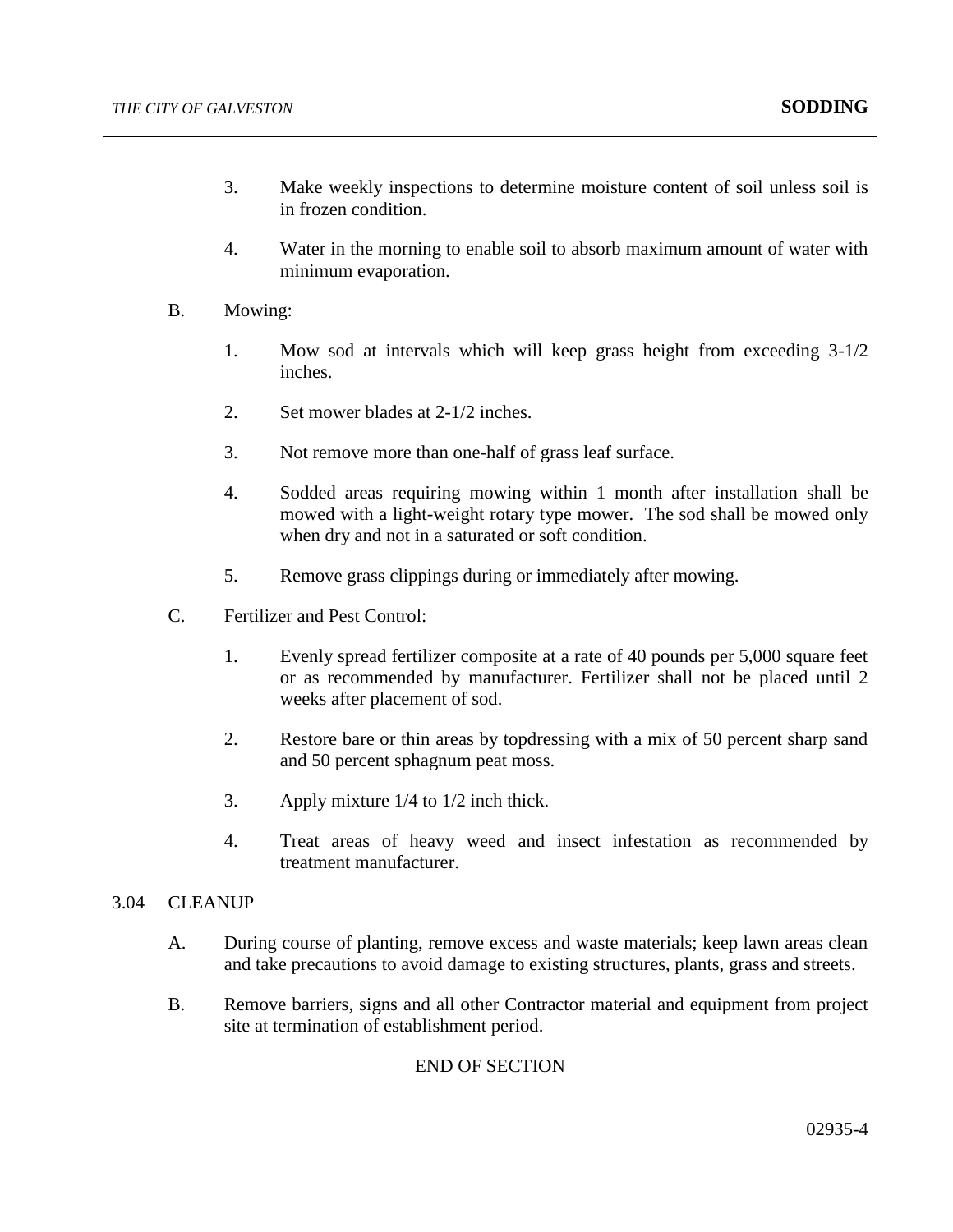3. Make weekly inspections to determine moisture content of soil unless soil is in frozen condition.

4. Water in the morning to enable soil to absorb maximum amount of water with minimum evaporation.

B. Mowing:

1. Mow sod at intervals which will keep grass height from exceeding 3-1/2 inches.

2. Set mower blades at 2-1/2 inches.

3. Not remove more than one-half of grass leaf surface.

4. Sodded areas requiring mowing within 1 month after installation shall be mowed with a light-weight rotary type mower. The sod shall be mowed only when dry and not in a saturated or soft condition.

5. Remove grass clippings during or immediately after mowing.

C. Fertilizer and Pest Control:

1. Evenly spread fertilizer composite at a rate of 40 pounds per 5,000 square feet or as recommended by manufacturer. Fertilizer shall not be placed until 2 weeks after placement of sod.

2. Restore bare or thin areas by topdressing with a mix of 50 percent sharp sand and 50 percent sphagnum peat moss.

3. Apply mixture 1/4 to 1/2 inch thick.

4. Treat areas of heavy weed and insect infestation as recommended by treatment manufacturer.

## 3.04 CLEANUP

A. During course of planting, remove excess and waste materials; keep lawn areas clean and take precautions to avoid damage to existing structures, plants, grass and streets.

B. Remove barriers, signs and all other Contractor material and equipment from project site at termination of establishment period.

END OF SECTION